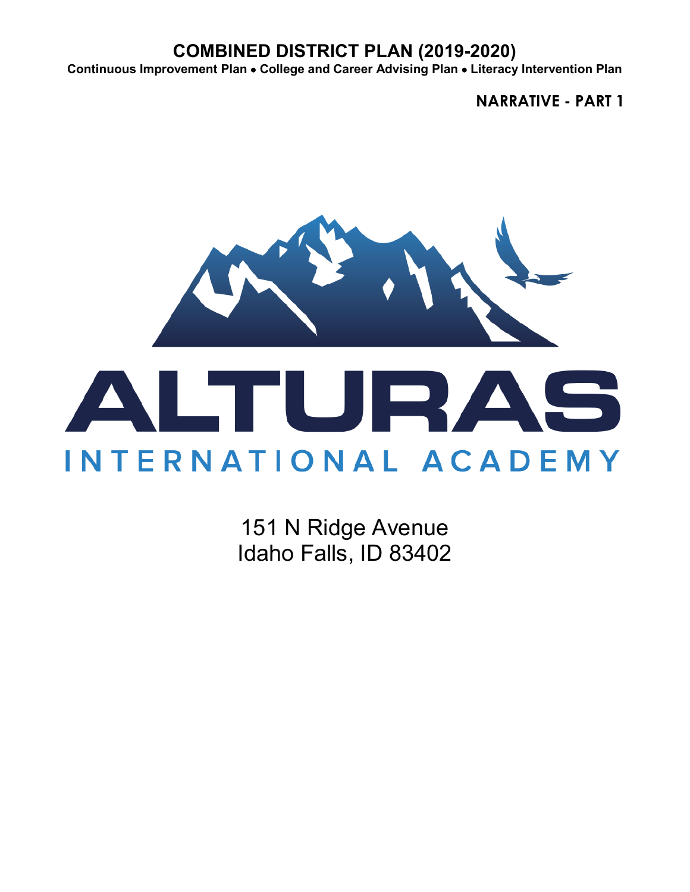# COMBINED DISTRICT PLAN (2019-2020)

**Continuous Improvement Plan • College and Career Advising Plan • Literacy Intervention Plan**

**NARRATIVE - PART 1**

ALTURAS

INTERNATIONAL ACADEMY

151 N Ridge Avenue
Idaho Falls, ID 83402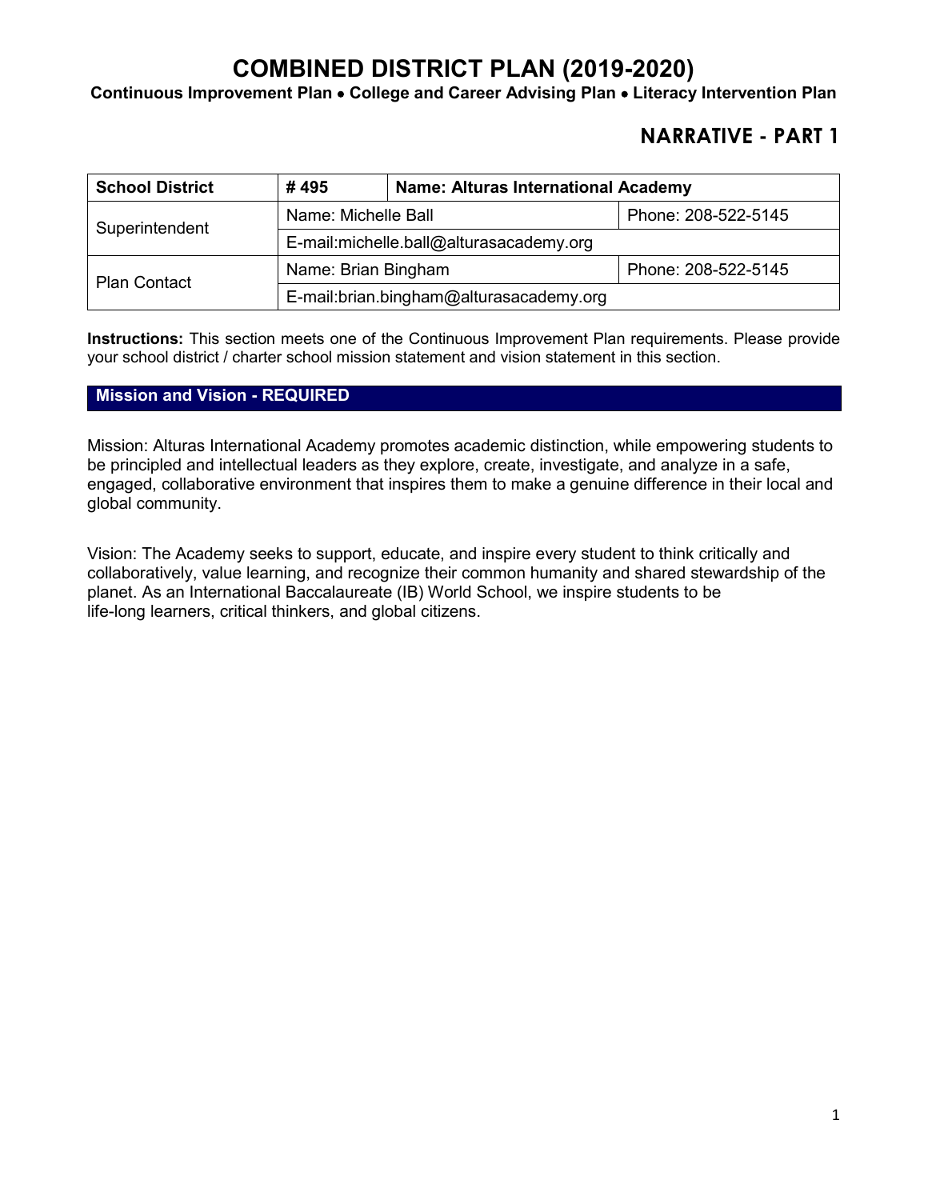# COMBINED DISTRICT PLAN (2019-2020)

**Continuous Improvement Plan • College and Career Advising Plan • Literacy Intervention Plan**

## NARRATIVE - PART 1

| **School District** | **# 495** | **Name: Alturas International Academy** | |
|---|---|---|---|
| Superintendent | Name: Michelle Ball | | Phone: 208-522-5145 |
| | E-mail:michelle.ball@alturasacademy.org | | |
| Plan Contact | Name: Brian Bingham | | Phone: 208-522-5145 |
| | E-mail:brian.bingham@alturasacademy.org | | |

**Instructions:** This section meets one of the Continuous Improvement Plan requirements. Please provide your school district / charter school mission statement and vision statement in this section.

### Mission and Vision - REQUIRED

Mission: Alturas International Academy promotes academic distinction, while empowering students to be principled and intellectual leaders as they explore, create, investigate, and analyze in a safe, engaged, collaborative environment that inspires them to make a genuine difference in their local and global community.

Vision: The Academy seeks to support, educate, and inspire every student to think critically and collaboratively, value learning, and recognize their common humanity and shared stewardship of the planet. As an International Baccalaureate (IB) World School, we inspire students to be life-long learners, critical thinkers, and global citizens.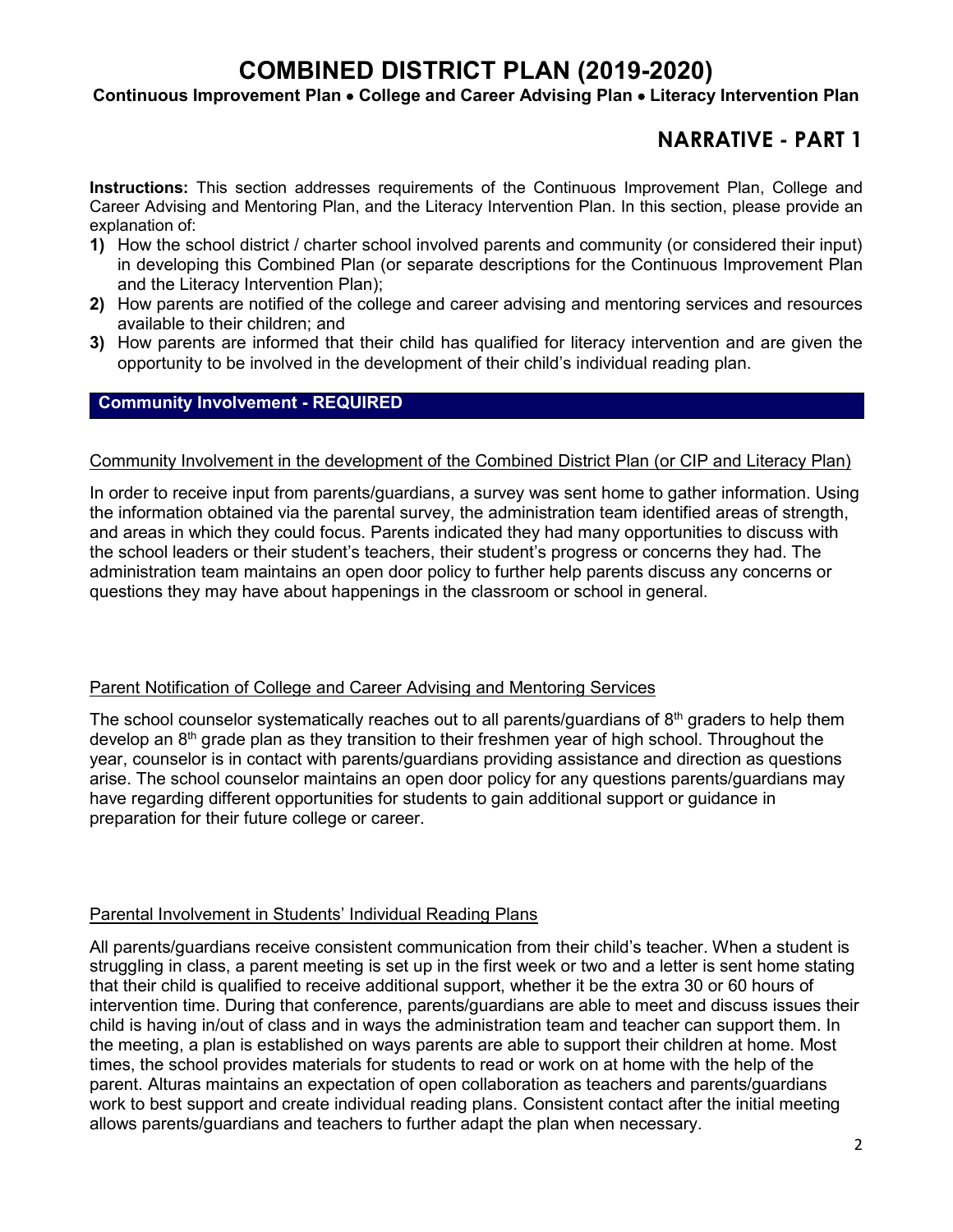# COMBINED DISTRICT PLAN (2019-2020)

**Continuous Improvement Plan • College and Career Advising Plan • Literacy Intervention Plan**

## NARRATIVE - PART 1

**Instructions:** This section addresses requirements of the Continuous Improvement Plan, College and Career Advising and Mentoring Plan, and the Literacy Intervention Plan. In this section, please provide an explanation of:

1) How the school district / charter school involved parents and community (or considered their input) in developing this Combined Plan (or separate descriptions for the Continuous Improvement Plan and the Literacy Intervention Plan);
2) How parents are notified of the college and career advising and mentoring services and resources available to their children; and
3) How parents are informed that their child has qualified for literacy intervention and are given the opportunity to be involved in the development of their child's individual reading plan.

### Community Involvement - REQUIRED

Community Involvement in the development of the Combined District Plan (or CIP and Literacy Plan)

In order to receive input from parents/guardians, a survey was sent home to gather information. Using the information obtained via the parental survey, the administration team identified areas of strength, and areas in which they could focus. Parents indicated they had many opportunities to discuss with the school leaders or their student's teachers, their student's progress or concerns they had. The administration team maintains an open door policy to further help parents discuss any concerns or questions they may have about happenings in the classroom or school in general.

Parent Notification of College and Career Advising and Mentoring Services

The school counselor systematically reaches out to all parents/guardians of 8th graders to help them develop an 8th grade plan as they transition to their freshmen year of high school. Throughout the year, counselor is in contact with parents/guardians providing assistance and direction as questions arise. The school counselor maintains an open door policy for any questions parents/guardians may have regarding different opportunities for students to gain additional support or guidance in preparation for their future college or career.

Parental Involvement in Students' Individual Reading Plans

All parents/guardians receive consistent communication from their child's teacher. When a student is struggling in class, a parent meeting is set up in the first week or two and a letter is sent home stating that their child is qualified to receive additional support, whether it be the extra 30 or 60 hours of intervention time. During that conference, parents/guardians are able to meet and discuss issues their child is having in/out of class and in ways the administration team and teacher can support them. In the meeting, a plan is established on ways parents are able to support their children at home. Most times, the school provides materials for students to read or work on at home with the help of the parent. Alturas maintains an expectation of open collaboration as teachers and parents/guardians work to best support and create individual reading plans. Consistent contact after the initial meeting allows parents/guardians and teachers to further adapt the plan when necessary.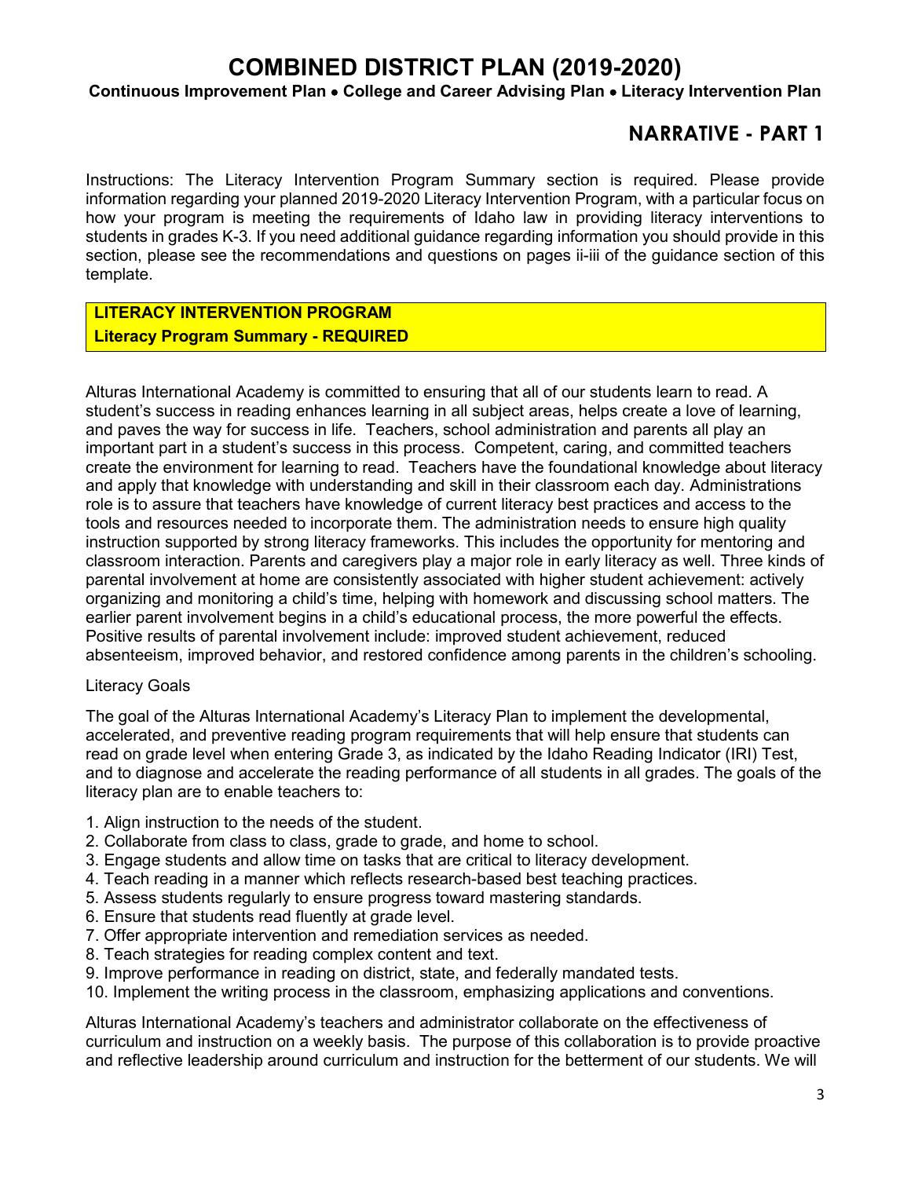# COMBINED DISTRICT PLAN (2019-2020)

**Continuous Improvement Plan • College and Career Advising Plan • Literacy Intervention Plan**

## NARRATIVE - PART 1

Instructions: The Literacy Intervention Program Summary section is required. Please provide information regarding your planned 2019-2020 Literacy Intervention Program, with a particular focus on how your program is meeting the requirements of Idaho law in providing literacy interventions to students in grades K-3. If you need additional guidance regarding information you should provide in this section, please see the recommendations and questions on pages ii-iii of the guidance section of this template.

**LITERACY INTERVENTION PROGRAM**
**Literacy Program Summary - REQUIRED**

Alturas International Academy is committed to ensuring that all of our students learn to read. A student's success in reading enhances learning in all subject areas, helps create a love of learning, and paves the way for success in life. Teachers, school administration and parents all play an important part in a student's success in this process. Competent, caring, and committed teachers create the environment for learning to read. Teachers have the foundational knowledge about literacy and apply that knowledge with understanding and skill in their classroom each day. Administrations role is to assure that teachers have knowledge of current literacy best practices and access to the tools and resources needed to incorporate them. The administration needs to ensure high quality instruction supported by strong literacy frameworks. This includes the opportunity for mentoring and classroom interaction. Parents and caregivers play a major role in early literacy as well. Three kinds of parental involvement at home are consistently associated with higher student achievement: actively organizing and monitoring a child's time, helping with homework and discussing school matters. The earlier parent involvement begins in a child's educational process, the more powerful the effects. Positive results of parental involvement include: improved student achievement, reduced absenteeism, improved behavior, and restored confidence among parents in the children's schooling.

Literacy Goals

The goal of the Alturas International Academy's Literacy Plan to implement the developmental, accelerated, and preventive reading program requirements that will help ensure that students can read on grade level when entering Grade 3, as indicated by the Idaho Reading Indicator (IRI) Test, and to diagnose and accelerate the reading performance of all students in all grades. The goals of the literacy plan are to enable teachers to:

1. Align instruction to the needs of the student.
2. Collaborate from class to class, grade to grade, and home to school.
3. Engage students and allow time on tasks that are critical to literacy development.
4. Teach reading in a manner which reflects research-based best teaching practices.
5. Assess students regularly to ensure progress toward mastering standards.
6. Ensure that students read fluently at grade level.
7. Offer appropriate intervention and remediation services as needed.
8. Teach strategies for reading complex content and text.
9. Improve performance in reading on district, state, and federally mandated tests.
10. Implement the writing process in the classroom, emphasizing applications and conventions.

Alturas International Academy's teachers and administrator collaborate on the effectiveness of curriculum and instruction on a weekly basis. The purpose of this collaboration is to provide proactive and reflective leadership around curriculum and instruction for the betterment of our students. We will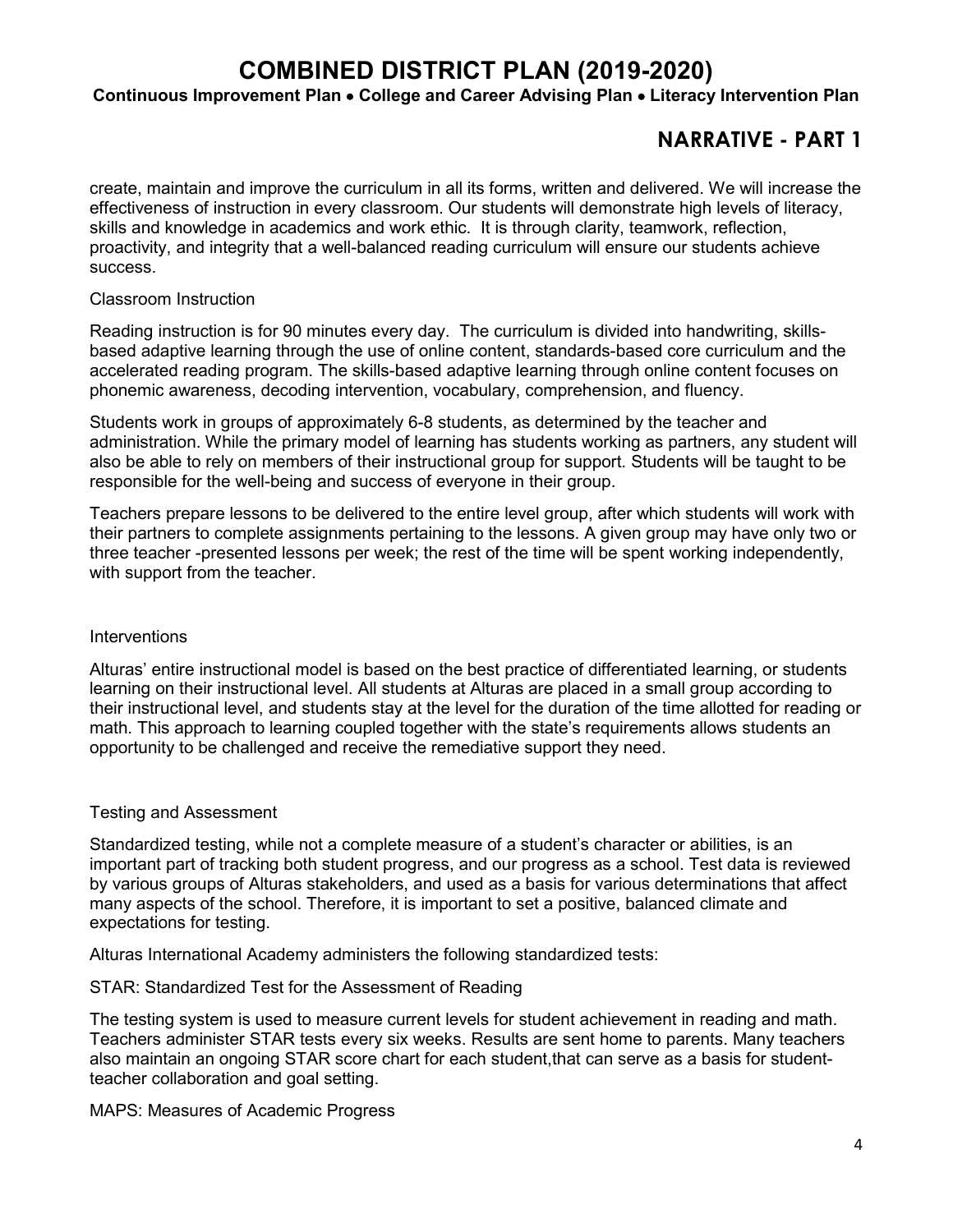create, maintain and improve the curriculum in all its forms, written and delivered. We will increase the effectiveness of instruction in every classroom. Our students will demonstrate high levels of literacy, skills and knowledge in academics and work ethic. It is through clarity, teamwork, reflection, proactivity, and integrity that a well-balanced reading curriculum will ensure our students achieve success.

Classroom Instruction

Reading instruction is for 90 minutes every day. The curriculum is divided into handwriting, skills-based adaptive learning through the use of online content, standards-based core curriculum and the accelerated reading program. The skills-based adaptive learning through online content focuses on phonemic awareness, decoding intervention, vocabulary, comprehension, and fluency.

Students work in groups of approximately 6-8 students, as determined by the teacher and administration. While the primary model of learning has students working as partners, any student will also be able to rely on members of their instructional group for support. Students will be taught to be responsible for the well-being and success of everyone in their group.

Teachers prepare lessons to be delivered to the entire level group, after which students will work with their partners to complete assignments pertaining to the lessons. A given group may have only two or three teacher -presented lessons per week; the rest of the time will be spent working independently, with support from the teacher.

Interventions

Alturas' entire instructional model is based on the best practice of differentiated learning, or students learning on their instructional level. All students at Alturas are placed in a small group according to their instructional level, and students stay at the level for the duration of the time allotted for reading or math. This approach to learning coupled together with the state's requirements allows students an opportunity to be challenged and receive the remediative support they need.

Testing and Assessment

Standardized testing, while not a complete measure of a student's character or abilities, is an important part of tracking both student progress, and our progress as a school. Test data is reviewed by various groups of Alturas stakeholders, and used as a basis for various determinations that affect many aspects of the school. Therefore, it is important to set a positive, balanced climate and expectations for testing.

Alturas International Academy administers the following standardized tests:

STAR: Standardized Test for the Assessment of Reading

The testing system is used to measure current levels for student achievement in reading and math. Teachers administer STAR tests every six weeks. Results are sent home to parents. Many teachers also maintain an ongoing STAR score chart for each student,that can serve as a basis for student-teacher collaboration and goal setting.

MAPS: Measures of Academic Progress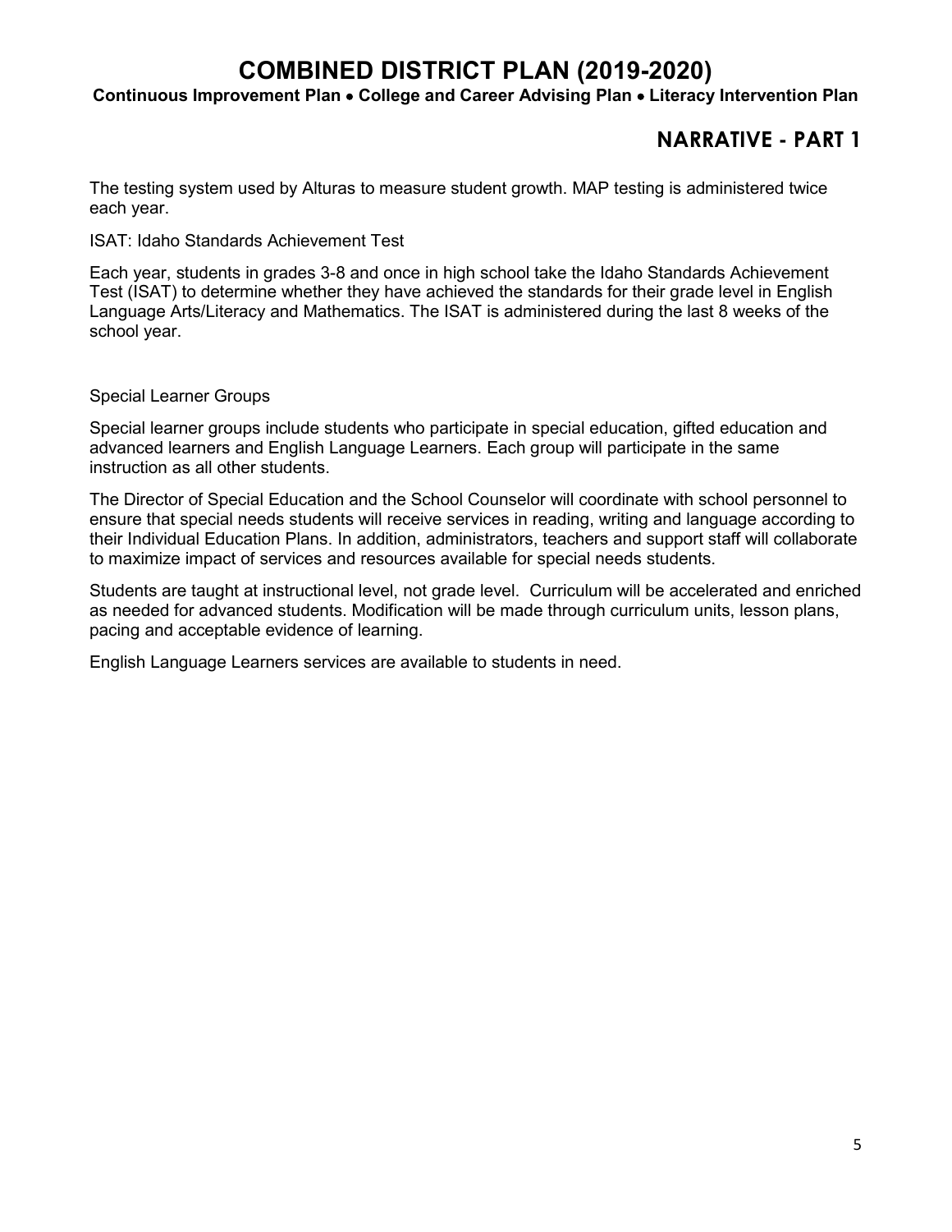The testing system used by Alturas to measure student growth. MAP testing is administered twice each year.

ISAT: Idaho Standards Achievement Test

Each year, students in grades 3-8 and once in high school take the Idaho Standards Achievement Test (ISAT) to determine whether they have achieved the standards for their grade level in English Language Arts/Literacy and Mathematics. The ISAT is administered during the last 8 weeks of the school year.

Special Learner Groups

Special learner groups include students who participate in special education, gifted education and advanced learners and English Language Learners. Each group will participate in the same instruction as all other students.

The Director of Special Education and the School Counselor will coordinate with school personnel to ensure that special needs students will receive services in reading, writing and language according to their Individual Education Plans. In addition, administrators, teachers and support staff will collaborate to maximize impact of services and resources available for special needs students.

Students are taught at instructional level, not grade level. Curriculum will be accelerated and enriched as needed for advanced students. Modification will be made through curriculum units, lesson plans, pacing and acceptable evidence of learning.

English Language Learners services are available to students in need.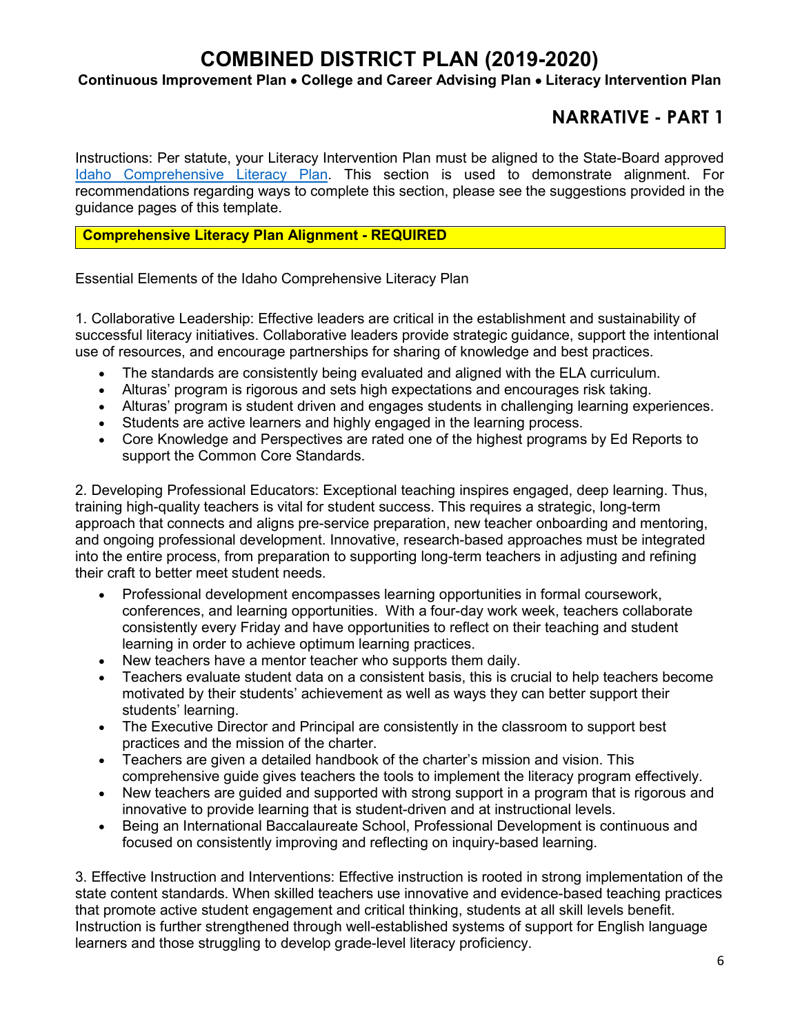# COMBINED DISTRICT PLAN (2019-2020)

**Continuous Improvement Plan • College and Career Advising Plan • Literacy Intervention Plan**

## NARRATIVE - PART 1

Instructions: Per statute, your Literacy Intervention Plan must be aligned to the State-Board approved Idaho Comprehensive Literacy Plan. This section is used to demonstrate alignment. For recommendations regarding ways to complete this section, please see the suggestions provided in the guidance pages of this template.

**Comprehensive Literacy Plan Alignment - REQUIRED**

Essential Elements of the Idaho Comprehensive Literacy Plan

1. Collaborative Leadership: Effective leaders are critical in the establishment and sustainability of successful literacy initiatives. Collaborative leaders provide strategic guidance, support the intentional use of resources, and encourage partnerships for sharing of knowledge and best practices.

- The standards are consistently being evaluated and aligned with the ELA curriculum.
- Alturas' program is rigorous and sets high expectations and encourages risk taking.
- Alturas' program is student driven and engages students in challenging learning experiences.
- Students are active learners and highly engaged in the learning process.
- Core Knowledge and Perspectives are rated one of the highest programs by Ed Reports to support the Common Core Standards.

2. Developing Professional Educators: Exceptional teaching inspires engaged, deep learning. Thus, training high-quality teachers is vital for student success. This requires a strategic, long-term approach that connects and aligns pre-service preparation, new teacher onboarding and mentoring, and ongoing professional development. Innovative, research-based approaches must be integrated into the entire process, from preparation to supporting long-term teachers in adjusting and refining their craft to better meet student needs.

- Professional development encompasses learning opportunities in formal coursework, conferences, and learning opportunities. With a four-day work week, teachers collaborate consistently every Friday and have opportunities to reflect on their teaching and student learning in order to achieve optimum learning practices.
- New teachers have a mentor teacher who supports them daily.
- Teachers evaluate student data on a consistent basis, this is crucial to help teachers become motivated by their students' achievement as well as ways they can better support their students' learning.
- The Executive Director and Principal are consistently in the classroom to support best practices and the mission of the charter.
- Teachers are given a detailed handbook of the charter's mission and vision. This comprehensive guide gives teachers the tools to implement the literacy program effectively.
- New teachers are guided and supported with strong support in a program that is rigorous and innovative to provide learning that is student-driven and at instructional levels.
- Being an International Baccalaureate School, Professional Development is continuous and focused on consistently improving and reflecting on inquiry-based learning.

3. Effective Instruction and Interventions: Effective instruction is rooted in strong implementation of the state content standards. When skilled teachers use innovative and evidence-based teaching practices that promote active student engagement and critical thinking, students at all skill levels benefit. Instruction is further strengthened through well-established systems of support for English language learners and those struggling to develop grade-level literacy proficiency.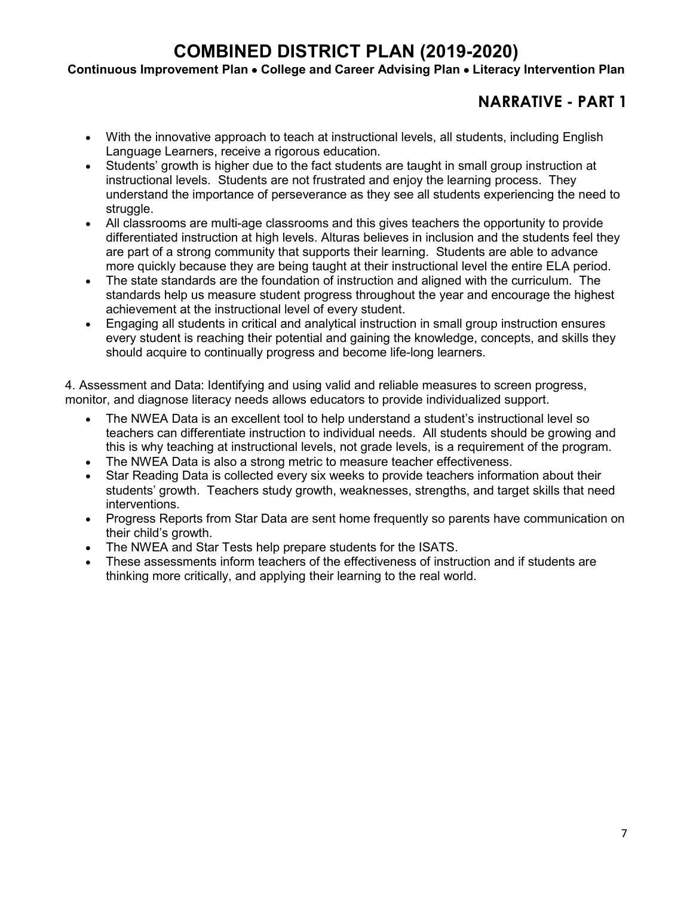## NARRATIVE - PART 1

- With the innovative approach to teach at instructional levels, all students, including English Language Learners, receive a rigorous education.
- Students' growth is higher due to the fact students are taught in small group instruction at instructional levels. Students are not frustrated and enjoy the learning process. They understand the importance of perseverance as they see all students experiencing the need to struggle.
- All classrooms are multi-age classrooms and this gives teachers the opportunity to provide differentiated instruction at high levels. Alturas believes in inclusion and the students feel they are part of a strong community that supports their learning. Students are able to advance more quickly because they are being taught at their instructional level the entire ELA period.
- The state standards are the foundation of instruction and aligned with the curriculum. The standards help us measure student progress throughout the year and encourage the highest achievement at the instructional level of every student.
- Engaging all students in critical and analytical instruction in small group instruction ensures every student is reaching their potential and gaining the knowledge, concepts, and skills they should acquire to continually progress and become life-long learners.

4. Assessment and Data: Identifying and using valid and reliable measures to screen progress, monitor, and diagnose literacy needs allows educators to provide individualized support.

- The NWEA Data is an excellent tool to help understand a student's instructional level so teachers can differentiate instruction to individual needs. All students should be growing and this is why teaching at instructional levels, not grade levels, is a requirement of the program.
- The NWEA Data is also a strong metric to measure teacher effectiveness.
- Star Reading Data is collected every six weeks to provide teachers information about their students' growth. Teachers study growth, weaknesses, strengths, and target skills that need interventions.
- Progress Reports from Star Data are sent home frequently so parents have communication on their child's growth.
- The NWEA and Star Tests help prepare students for the ISATS.
- These assessments inform teachers of the effectiveness of instruction and if students are thinking more critically, and applying their learning to the real world.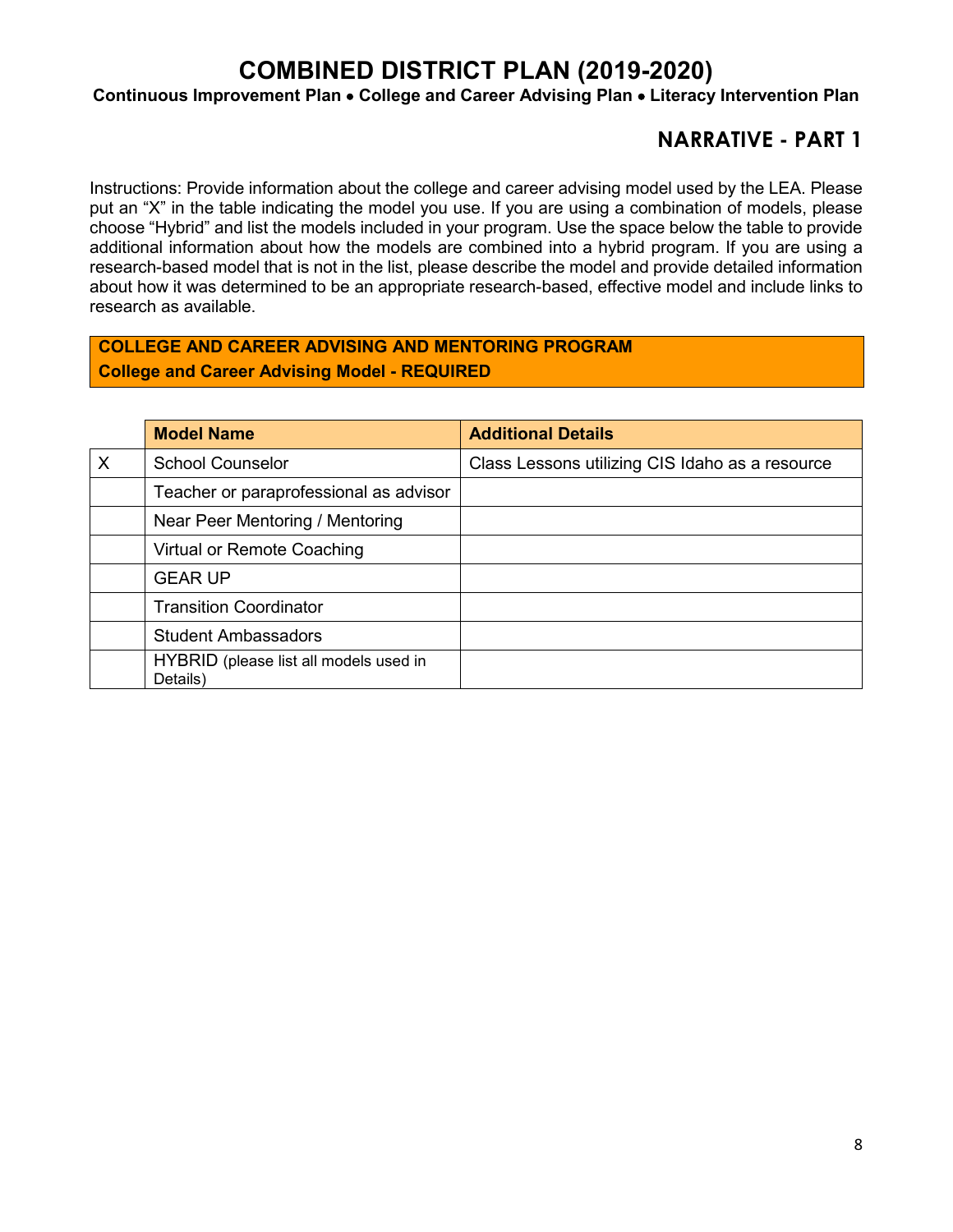# COMBINED DISTRICT PLAN (2019-2020)

**Continuous Improvement Plan • College and Career Advising Plan • Literacy Intervention Plan**

## NARRATIVE - PART 1

Instructions: Provide information about the college and career advising model used by the LEA. Please put an "X" in the table indicating the model you use. If you are using a combination of models, please choose "Hybrid" and list the models included in your program. Use the space below the table to provide additional information about how the models are combined into a hybrid program. If you are using a research-based model that is not in the list, please describe the model and provide detailed information about how it was determined to be an appropriate research-based, effective model and include links to research as available.

**COLLEGE AND CAREER ADVISING AND MENTORING PROGRAM**
**College and Career Advising Model - REQUIRED**

| | Model Name | Additional Details |
|---|---|---|
| X | School Counselor | Class Lessons utilizing CIS Idaho as a resource |
| | Teacher or paraprofessional as advisor | |
| | Near Peer Mentoring / Mentoring | |
| | Virtual or Remote Coaching | |
| | GEAR UP | |
| | Transition Coordinator | |
| | Student Ambassadors | |
| | HYBRID (please list all models used in Details) | |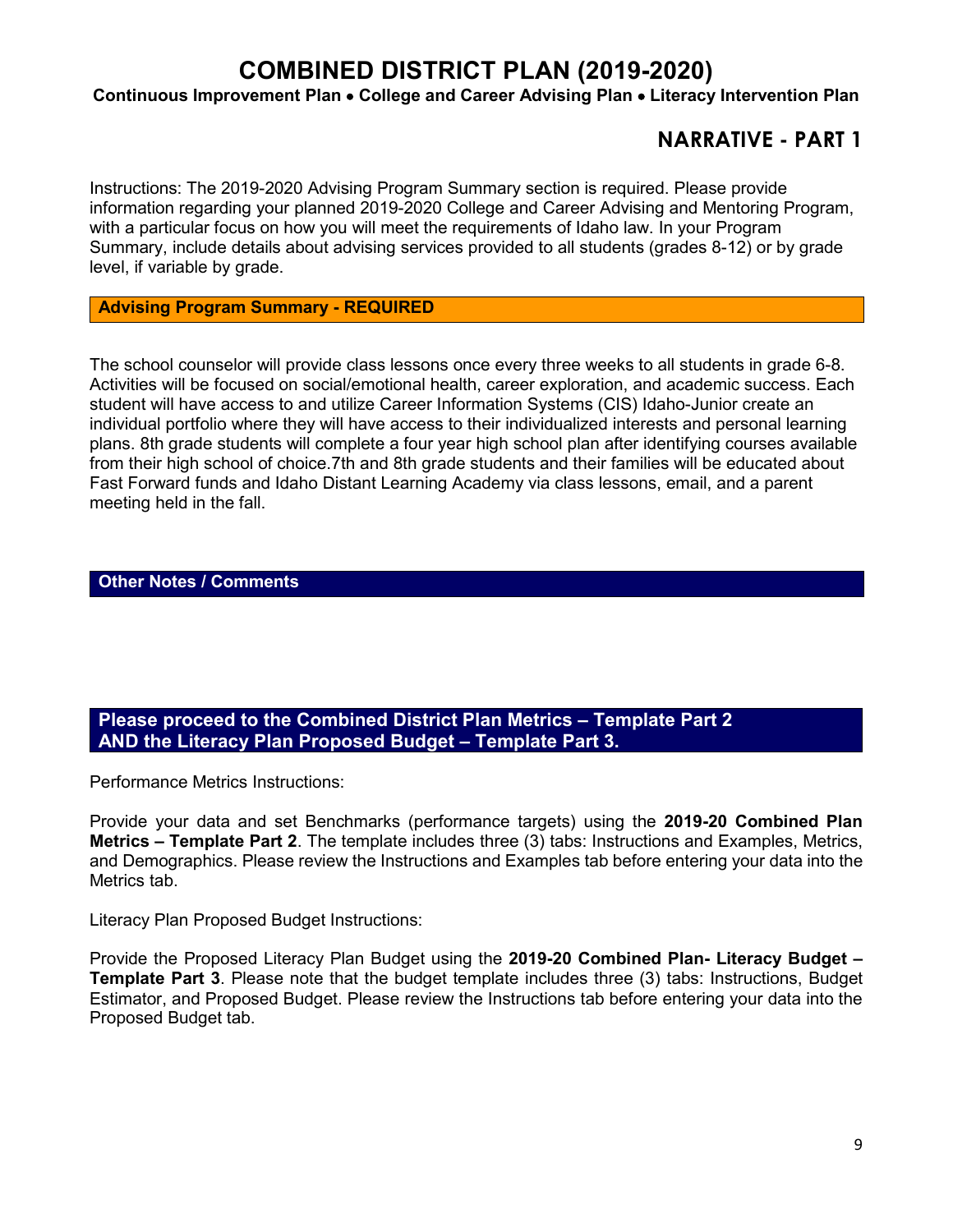# COMBINED DISTRICT PLAN (2019-2020)

**Continuous Improvement Plan • College and Career Advising Plan • Literacy Intervention Plan**

## NARRATIVE - PART 1

Instructions: The 2019-2020 Advising Program Summary section is required. Please provide information regarding your planned 2019-2020 College and Career Advising and Mentoring Program, with a particular focus on how you will meet the requirements of Idaho law. In your Program Summary, include details about advising services provided to all students (grades 8-12) or by grade level, if variable by grade.

### Advising Program Summary - REQUIRED

The school counselor will provide class lessons once every three weeks to all students in grade 6-8. Activities will be focused on social/emotional health, career exploration, and academic success. Each student will have access to and utilize Career Information Systems (CIS) Idaho-Junior create an individual portfolio where they will have access to their individualized interests and personal learning plans. 8th grade students will complete a four year high school plan after identifying courses available from their high school of choice.7th and 8th grade students and their families will be educated about Fast Forward funds and Idaho Distant Learning Academy via class lessons, email, and a parent meeting held in the fall.

### Other Notes / Comments

### Please proceed to the Combined District Plan Metrics – Template Part 2 AND the Literacy Plan Proposed Budget – Template Part 3.

Performance Metrics Instructions:

Provide your data and set Benchmarks (performance targets) using the **2019-20 Combined Plan Metrics – Template Part 2**. The template includes three (3) tabs: Instructions and Examples, Metrics, and Demographics. Please review the Instructions and Examples tab before entering your data into the Metrics tab.

Literacy Plan Proposed Budget Instructions:

Provide the Proposed Literacy Plan Budget using the **2019-20 Combined Plan- Literacy Budget – Template Part 3**. Please note that the budget template includes three (3) tabs: Instructions, Budget Estimator, and Proposed Budget. Please review the Instructions tab before entering your data into the Proposed Budget tab.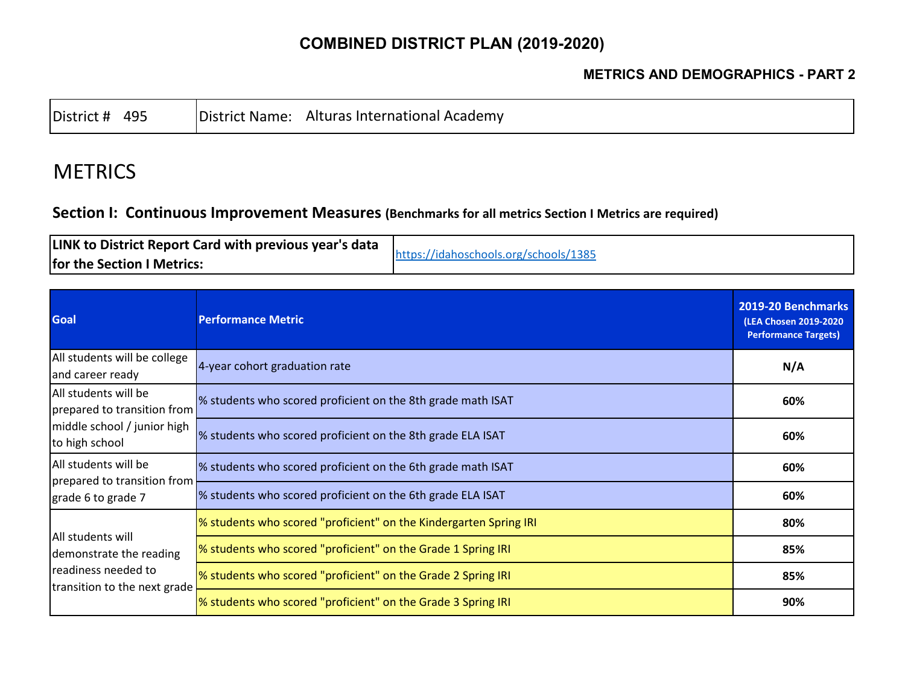# COMBINED DISTRICT PLAN (2019-2020)

### METRICS AND DEMOGRAPHICS - PART 2

| District # 495 | District Name: Alturas International Academy |
|---|---|

## METRICS

### Section I: Continuous Improvement Measures (Benchmarks for all metrics Section I Metrics are required)

| LINK to District Report Card with previous year's data for the Section I Metrics: | https://idahoschools.org/schools/1385 |
|---|---|

| Goal | Performance Metric | 2019-20 Benchmarks (LEA Chosen 2019-2020 Performance Targets) |
|---|---|---|
| All students will be college and career ready | 4-year cohort graduation rate | **N/A** |
| All students will be prepared to transition from middle school / junior high to high school | % students who scored proficient on the 8th grade math ISAT | **60%** |
| | % students who scored proficient on the 8th grade ELA ISAT | **60%** |
| All students will be prepared to transition from grade 6 to grade 7 | % students who scored proficient on the 6th grade math ISAT | **60%** |
| | % students who scored proficient on the 6th grade ELA ISAT | **60%** |
| All students will demonstrate the reading readiness needed to transition to the next grade | % students who scored "proficient" on the Kindergarten Spring IRI | **80%** |
| | % students who scored "proficient" on the Grade 1 Spring IRI | **85%** |
| | % students who scored "proficient" on the Grade 2 Spring IRI | **85%** |
| | % students who scored "proficient" on the Grade 3 Spring IRI | **90%** |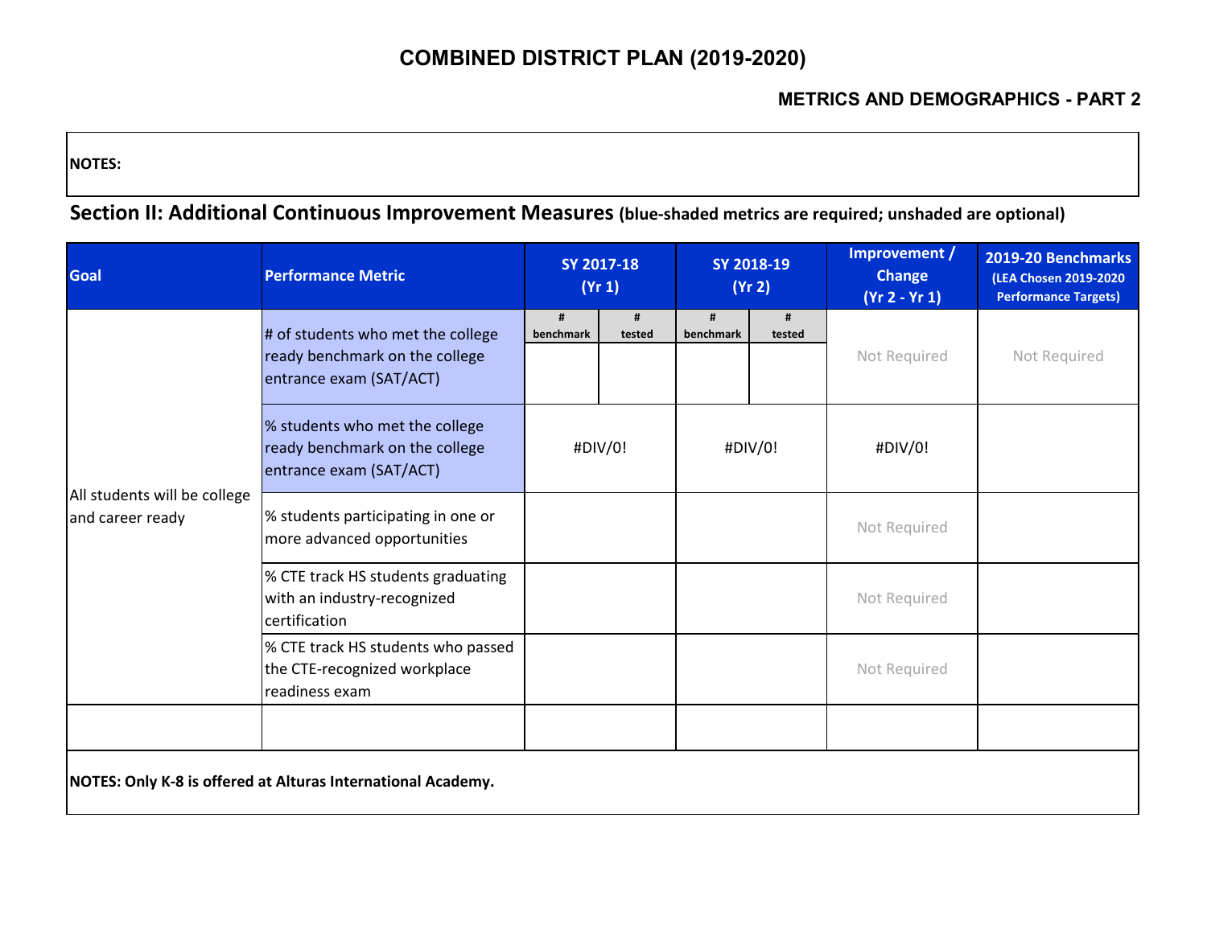# COMBINED DISTRICT PLAN (2019-2020)

## METRICS AND DEMOGRAPHICS - PART 2

**NOTES:**

### Section II: Additional Continuous Improvement Measures (blue-shaded metrics are required; unshaded are optional)

| Goal | Performance Metric | SY 2017-18 (Yr 1) | | SY 2018-19 (Yr 2) | | Improvement / Change (Yr 2 - Yr 1) | 2019-20 Benchmarks (LEA Chosen 2019-2020 Performance Targets) |
|---|---|---|---|---|---|---|---|
| | | # benchmark | # tested | # benchmark | # tested | | |
| All students will be college and career ready | # of students who met the college ready benchmark on the college entrance exam (SAT/ACT) | | | | | Not Required | Not Required |
| | % students who met the college ready benchmark on the college entrance exam (SAT/ACT) | #DIV/0! | | #DIV/0! | | #DIV/0! | |
| | % students participating in one or more advanced opportunities | | | | | Not Required | |
| | % CTE track HS students graduating with an industry-recognized certification | | | | | Not Required | |
| | % CTE track HS students who passed the CTE-recognized workplace readiness exam | | | | | Not Required | |
| | | | | | | | |

**NOTES: Only K-8 is offered at Alturas International Academy.**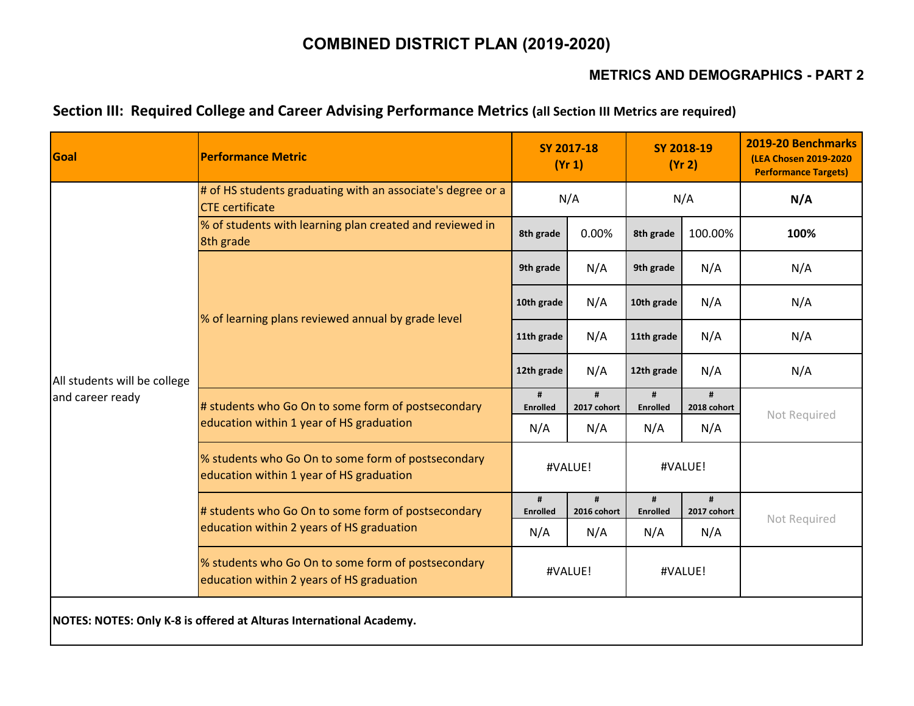# COMBINED DISTRICT PLAN (2019-2020)

## METRICS AND DEMOGRAPHICS - PART 2

### Section III: Required College and Career Advising Performance Metrics (all Section III Metrics are required)

| Goal | Performance Metric | SY 2017-18 (Yr 1) | | SY 2018-19 (Yr 2) | | 2019-20 Benchmarks (LEA Chosen 2019-2020 Performance Targets) |
|---|---|---|---|---|---|---|
| All students will be college and career ready | # of HS students graduating with an associate's degree or a CTE certificate | N/A | | N/A | | **N/A** |
| | % of students with learning plan created and reviewed in 8th grade | 8th grade | 0.00% | 8th grade | 100.00% | **100%** |
| | % of learning plans reviewed annual by grade level | 9th grade | N/A | 9th grade | N/A | N/A |
| | | 10th grade | N/A | 10th grade | N/A | N/A |
| | | 11th grade | N/A | 11th grade | N/A | N/A |
| | | 12th grade | N/A | 12th grade | N/A | N/A |
| | # students who Go On to some form of postsecondary education within 1 year of HS graduation | # Enrolled | # 2017 cohort | # Enrolled | # 2018 cohort | Not Required |
| | | N/A | N/A | N/A | N/A | |
| | % students who Go On to some form of postsecondary education within 1 year of HS graduation | #VALUE! | | #VALUE! | | |
| | # students who Go On to some form of postsecondary education within 2 years of HS graduation | # Enrolled | # 2016 cohort | # Enrolled | # 2017 cohort | Not Required |
| | | N/A | N/A | N/A | N/A | |
| | % students who Go On to some form of postsecondary education within 2 years of HS graduation | #VALUE! | | #VALUE! | | |

**NOTES: NOTES: Only K-8 is offered at Alturas International Academy.**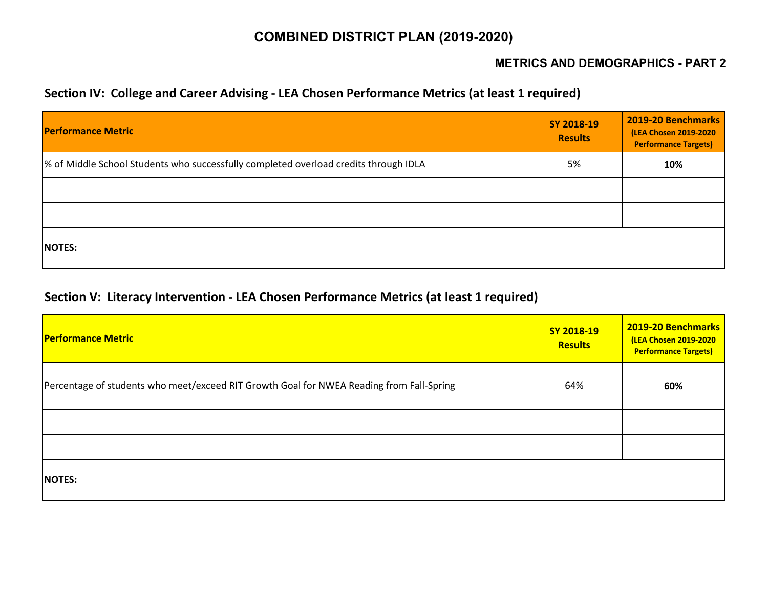# COMBINED DISTRICT PLAN (2019-2020)

## METRICS AND DEMOGRAPHICS - PART 2

### Section IV: College and Career Advising - LEA Chosen Performance Metrics (at least 1 required)

| Performance Metric | SY 2018-19 Results | 2019-20 Benchmarks (LEA Chosen 2019-2020 Performance Targets) |
|---|---|---|
| % of Middle School Students who successfully completed overload credits through IDLA | 5% | **10%** |
| | | |
| | | |
| **NOTES:** | | |

### Section V: Literacy Intervention - LEA Chosen Performance Metrics (at least 1 required)

| Performance Metric | SY 2018-19 Results | 2019-20 Benchmarks (LEA Chosen 2019-2020 Performance Targets) |
|---|---|---|
| Percentage of students who meet/exceed RIT Growth Goal for NWEA Reading from Fall-Spring | 64% | **60%** |
| | | |
| | | |
| **NOTES:** | | |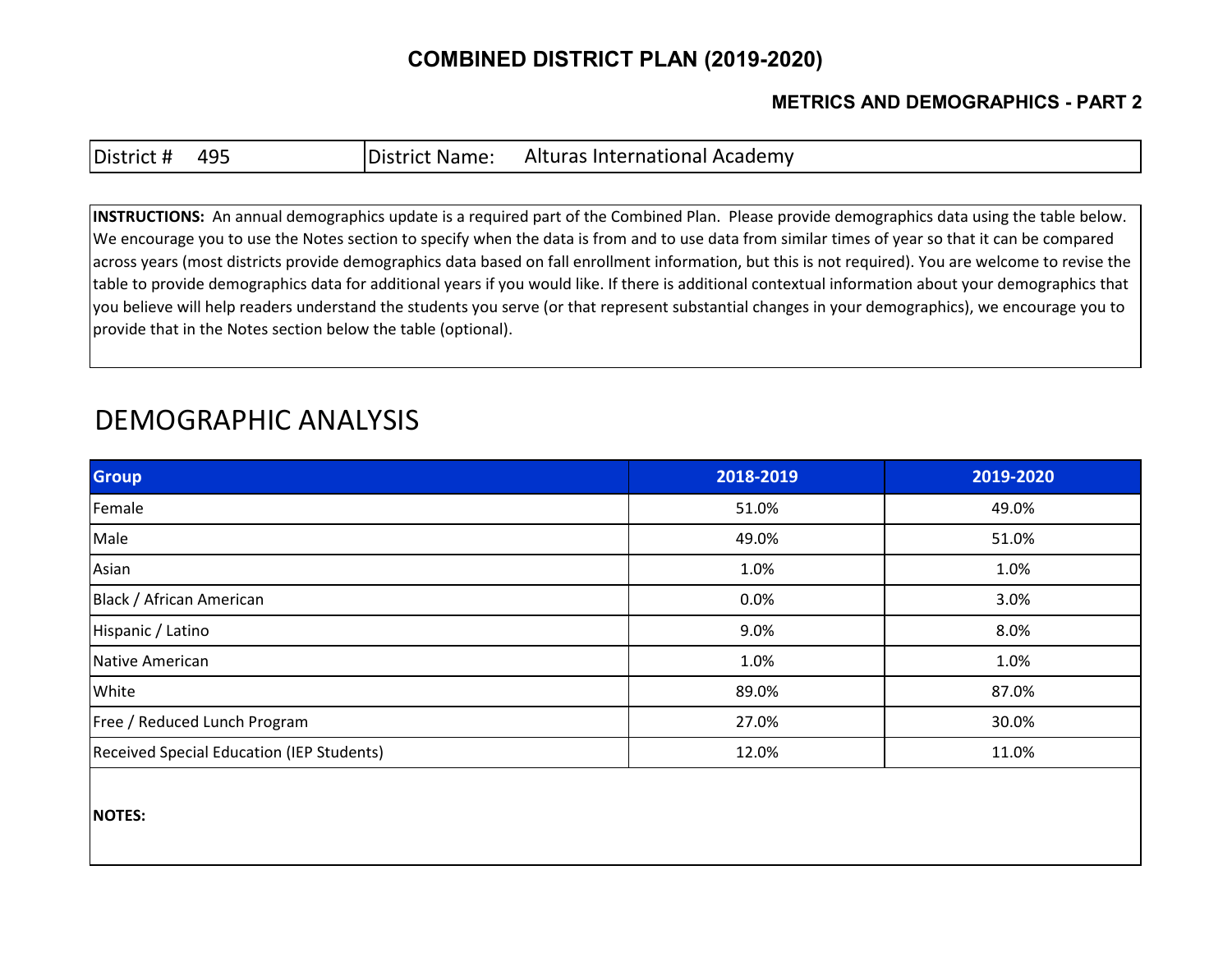# COMBINED DISTRICT PLAN (2019-2020)

## METRICS AND DEMOGRAPHICS - PART 2

| District # 495 | District Name: Alturas International Academy |
|---|---|

**INSTRUCTIONS:** An annual demographics update is a required part of the Combined Plan. Please provide demographics data using the table below. We encourage you to use the Notes section to specify when the data is from and to use data from similar times of year so that it can be compared across years (most districts provide demographics data based on fall enrollment information, but this is not required). You are welcome to revise the table to provide demographics data for additional years if you would like. If there is additional contextual information about your demographics that you believe will help readers understand the students you serve (or that represent substantial changes in your demographics), we encourage you to provide that in the Notes section below the table (optional).

# DEMOGRAPHIC ANALYSIS

| Group | 2018-2019 | 2019-2020 |
|---|---|---|
| Female | 51.0% | 49.0% |
| Male | 49.0% | 51.0% |
| Asian | 1.0% | 1.0% |
| Black / African American | 0.0% | 3.0% |
| Hispanic / Latino | 9.0% | 8.0% |
| Native American | 1.0% | 1.0% |
| White | 89.0% | 87.0% |
| Free / Reduced Lunch Program | 27.0% | 30.0% |
| Received Special Education (IEP Students) | 12.0% | 11.0% |

**NOTES:**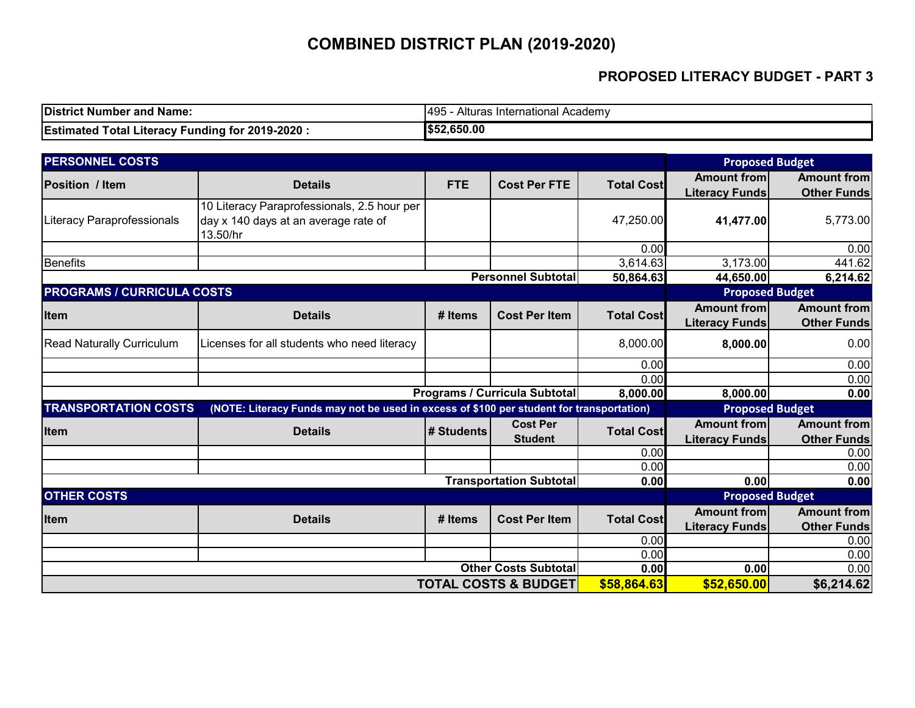# COMBINED DISTRICT PLAN (2019-2020)

## PROPOSED LITERACY BUDGET - PART 3

| | |
|---|---|
| **District Number and Name:** | 495 - Alturas International Academy |
| **Estimated Total Literacy Funding for 2019-2020 :** | **$52,650.00** |

| **PERSONNEL COSTS** | | | | | **Proposed Budget** | |
|---|---|---|---|---|---|---|
| **Position / Item** | **Details** | **FTE** | **Cost Per FTE** | **Total Cost** | **Amount from Literacy Funds** | **Amount from Other Funds** |
| Literacy Paraprofessionals | 10 Literacy Paraprofessionals, 2.5 hour per day x 140 days at an average rate of 13.50/hr | | | 47,250.00 | **41,477.00** | 5,773.00 |
| | | | | 0.00 | | 0.00 |
| Benefits | | | | 3,614.63 | 3,173.00 | 441.62 |
| | | | **Personnel Subtotal** | **50,864.63** | **44,650.00** | **6,214.62** |
| **PROGRAMS / CURRICULA COSTS** | | | | | **Proposed Budget** | |
| **Item** | **Details** | **# Items** | **Cost Per Item** | **Total Cost** | **Amount from Literacy Funds** | **Amount from Other Funds** |
| Read Naturally Curriculum | Licenses for all students who need literacy | | | 8,000.00 | **8,000.00** | 0.00 |
| | | | | 0.00 | | 0.00 |
| | | | | 0.00 | | 0.00 |
| | | | **Programs / Curricula Subtotal** | **8,000.00** | **8,000.00** | **0.00** |
| **TRANSPORTATION COSTS** | **(NOTE: Literacy Funds may not be used in excess of $100 per student for transportation)** | | | | **Proposed Budget** | |
| **Item** | **Details** | **# Students** | **Cost Per Student** | **Total Cost** | **Amount from Literacy Funds** | **Amount from Other Funds** |
| | | | | 0.00 | | 0.00 |
| | | | | 0.00 | | 0.00 |
| | | | **Transportation Subtotal** | **0.00** | **0.00** | **0.00** |
| **OTHER COSTS** | | | | | **Proposed Budget** | |
| **Item** | **Details** | **# Items** | **Cost Per Item** | **Total Cost** | **Amount from Literacy Funds** | **Amount from Other Funds** |
| | | | | 0.00 | | 0.00 |
| | | | | 0.00 | | 0.00 |
| | | | **Other Costs Subtotal** | **0.00** | **0.00** | 0.00 |
| | | | **TOTAL COSTS & BUDGET** | **$58,864.63** | **$52,650.00** | **$6,214.62** |